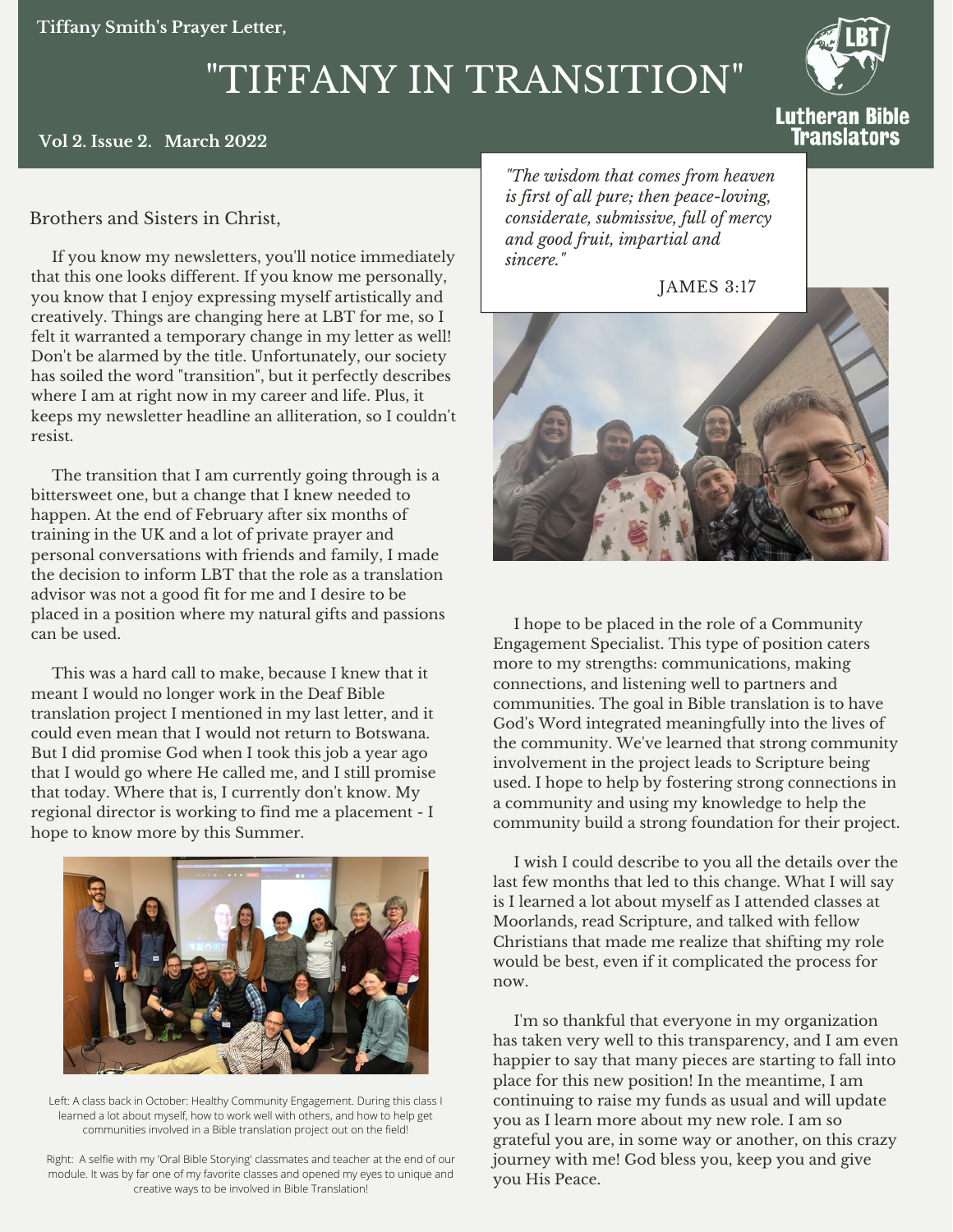Tiffany Smith's Prayer Letter,

# "TIFFANY IN TRANSITION"

Lutheran Bible Translators

**Vol 2. Issue 2. March 2022**

*"The wisdom that comes from heaven is first of all pure; then peace-loving, considerate, submissive, full of mercy and good fruit, impartial and sincere."*

JAMES 3:17

Brothers and Sisters in Christ,

If you know my newsletters, you'll notice immediately that this one looks different. If you know me personally, you know that I enjoy expressing myself artistically and creatively. Things are changing here at LBT for me, so I felt it warranted a temporary change in my letter as well! Don't be alarmed by the title. Unfortunately, our society has soiled the word "transition", but it perfectly describes where I am at right now in my career and life. Plus, it keeps my newsletter headline an alliteration, so I couldn't resist.

The transition that I am currently going through is a bittersweet one, but a change that I knew needed to happen. At the end of February after six months of training in the UK and a lot of private prayer and personal conversations with friends and family, I made the decision to inform LBT that the role as a translation advisor was not a good fit for me and I desire to be placed in a position where my natural gifts and passions can be used.

This was a hard call to make, because I knew that it meant I would no longer work in the Deaf Bible translation project I mentioned in my last letter, and it could even mean that I would not return to Botswana. But I did promise God when I took this job a year ago that I would go where He called me, and I still promise that today. Where that is, I currently don't know. My regional director is working to find me a placement - I hope to know more by this Summer.

Left: A class back in October: Healthy Community Engagement. During this class I learned a lot about myself, how to work well with others, and how to help get communities involved in a Bible translation project out on the field!

Right: A selfie with my 'Oral Bible Storying' classmates and teacher at the end of our module. It was by far one of my favorite classes and opened my eyes to unique and creative ways to be involved in Bible Translation!

I hope to be placed in the role of a Community Engagement Specialist. This type of position caters more to my strengths: communications, making connections, and listening well to partners and communities. The goal in Bible translation is to have God's Word integrated meaningfully into the lives of the community. We've learned that strong community involvement in the project leads to Scripture being used. I hope to help by fostering strong connections in a community and using my knowledge to help the community build a strong foundation for their project.

I wish I could describe to you all the details over the last few months that led to this change. What I will say is I learned a lot about myself as I attended classes at Moorlands, read Scripture, and talked with fellow Christians that made me realize that shifting my role would be best, even if it complicated the process for now.

I'm so thankful that everyone in my organization has taken very well to this transparency, and I am even happier to say that many pieces are starting to fall into place for this new position! In the meantime, I am continuing to raise my funds as usual and will update you as I learn more about my new role. I am so grateful you are, in some way or another, on this crazy journey with me! God bless you, keep you and give you His Peace.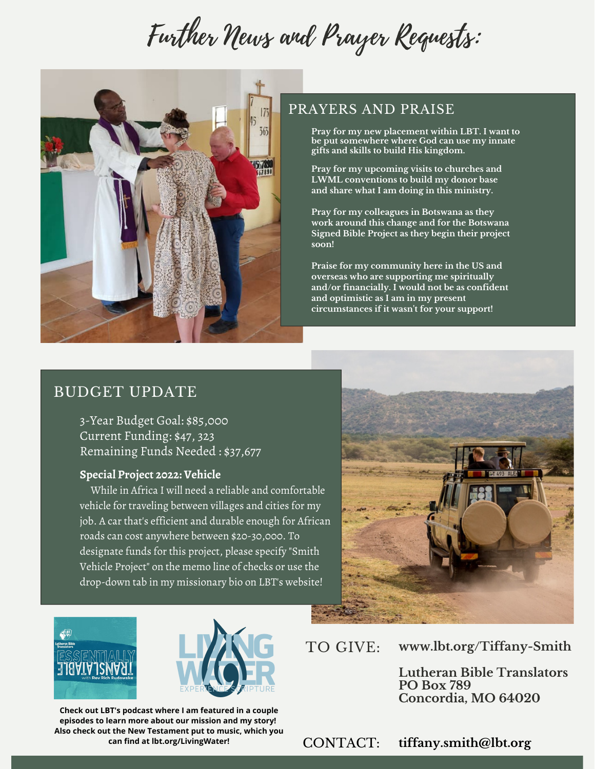# Further News and Prayer Requests:

## PRAYERS AND PRAISE

**Pray for my new placement within LBT. I want to be put somewhere where God can use my innate gifts and skills to build His kingdom.**

**Pray for my upcoming visits to churches and LWML conventions to build my donor base and share what I am doing in this ministry.**

**Pray for my colleagues in Botswana as they work around this change and for the Botswana Signed Bible Project as they begin their project soon!**

**Praise for my community here in the US and overseas who are supporting me spiritually and/or financially. I would not be as confident and optimistic as I am in my present circumstances if it wasn't for your support!**

## BUDGET UPDATE

3-Year Budget Goal: $85,000
Current Funding: $47, 323
Remaining Funds Needed : $37,677

**Special Project 2022: Vehicle**

While in Africa I will need a reliable and comfortable vehicle for traveling between villages and cities for my job. A car that's efficient and durable enough for African roads can cost anywhere between $20-30,000. To designate funds for this project, please specify "Smith Vehicle Project" on the memo line of checks or use the drop-down tab in my missionary bio on LBT's website!

**Check out LBT's podcast where I am featured in a couple episodes to learn more about our mission and my story! Also check out the New Testament put to music, which you can find at lbt.org/LivingWater!**

TO GIVE: **www.lbt.org/Tiffany-Smith**

**Lutheran Bible Translators**
**PO Box 789**
**Concordia, MO 64020**

CONTACT: **tiffany.smith@lbt.org**